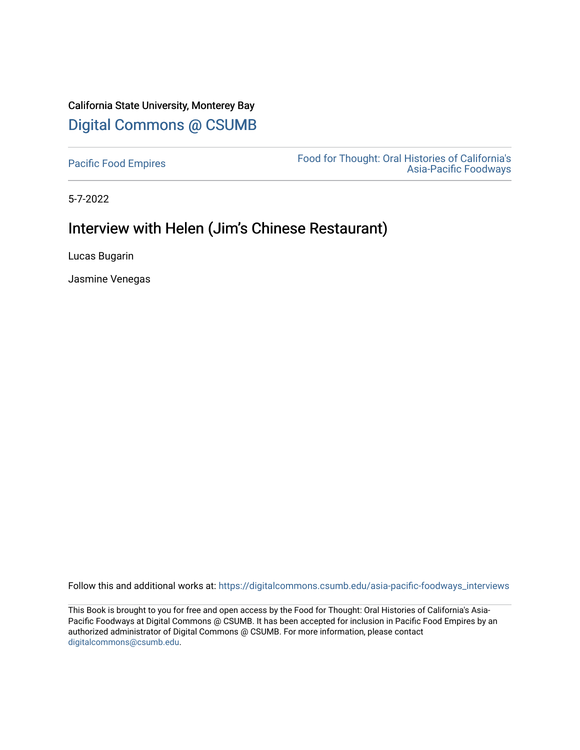California State University, Monterey Bay

[Digital Commons @ CSUMB](https://digitalcommons.csumb.edu)

Pacific Food Empires | Food for Thought: Oral Histories of California's Asia-Pacific Foodways

5-7-2022

# Interview with Helen (Jim's Chinese Restaurant)

Lucas Bugarin

Jasmine Venegas

Follow this and additional works at: https://digitalcommons.csumb.edu/asia-pacific-foodways_interviews

This Book is brought to you for free and open access by the Food for Thought: Oral Histories of California's Asia-Pacific Foodways at Digital Commons @ CSUMB. It has been accepted for inclusion in Pacific Food Empires by an authorized administrator of Digital Commons @ CSUMB. For more information, please contact digitalcommons@csumb.edu.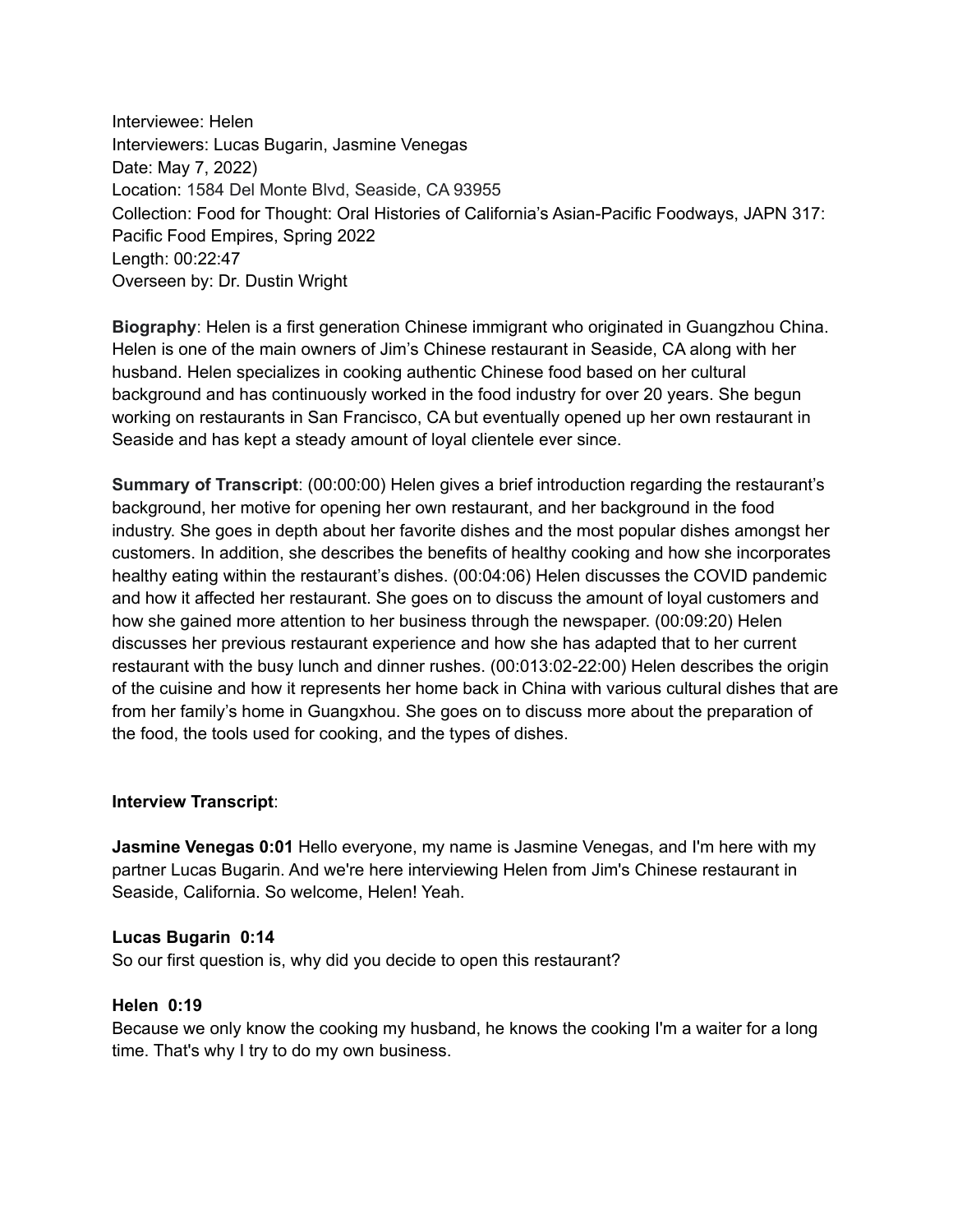Interviewee: Helen
Interviewers: Lucas Bugarin, Jasmine Venegas
Date: May 7, 2022)
Location: 1584 Del Monte Blvd, Seaside, CA 93955
Collection: Food for Thought: Oral Histories of California's Asian-Pacific Foodways, JAPN 317: Pacific Food Empires, Spring 2022
Length: 00:22:47
Overseen by: Dr. Dustin Wright

**Biography**: Helen is a first generation Chinese immigrant who originated in Guangzhou China. Helen is one of the main owners of Jim's Chinese restaurant in Seaside, CA along with her husband. Helen specializes in cooking authentic Chinese food based on her cultural background and has continuously worked in the food industry for over 20 years. She begun working on restaurants in San Francisco, CA but eventually opened up her own restaurant in Seaside and has kept a steady amount of loyal clientele ever since.

**Summary of Transcript**: (00:00:00) Helen gives a brief introduction regarding the restaurant's background, her motive for opening her own restaurant, and her background in the food industry. She goes in depth about her favorite dishes and the most popular dishes amongst her customers. In addition, she describes the benefits of healthy cooking and how she incorporates healthy eating within the restaurant's dishes. (00:04:06) Helen discusses the COVID pandemic and how it affected her restaurant. She goes on to discuss the amount of loyal customers and how she gained more attention to her business through the newspaper. (00:09:20) Helen discusses her previous restaurant experience and how she has adapted that to her current restaurant with the busy lunch and dinner rushes. (00:013:02-22:00) Helen describes the origin of the cuisine and how it represents her home back in China with various cultural dishes that are from her family's home in Guangxhou. She goes on to discuss more about the preparation of the food, the tools used for cooking, and the types of dishes.

**Interview Transcript**:

**Jasmine Venegas 0:01** Hello everyone, my name is Jasmine Venegas, and I'm here with my partner Lucas Bugarin. And we're here interviewing Helen from Jim's Chinese restaurant in Seaside, California. So welcome, Helen! Yeah.

**Lucas Bugarin 0:14**
So our first question is, why did you decide to open this restaurant?

**Helen 0:19**
Because we only know the cooking my husband, he knows the cooking I'm a waiter for a long time. That's why I try to do my own business.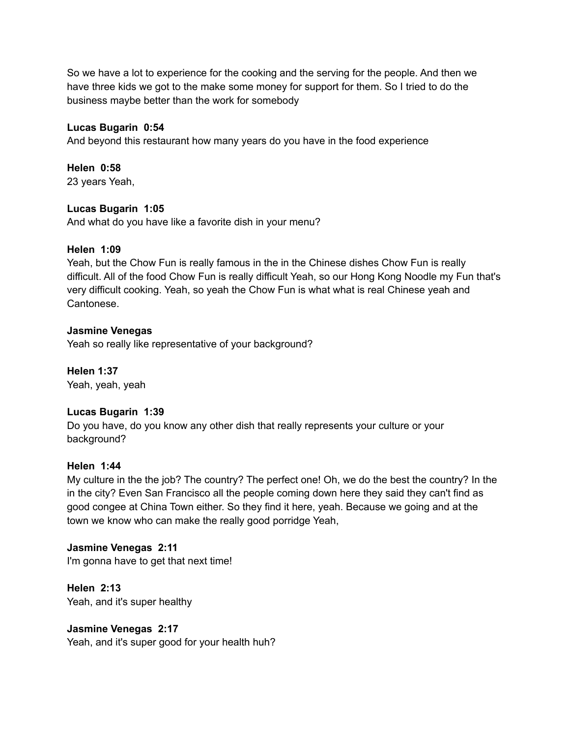So we have a lot to experience for the cooking and the serving for the people. And then we have three kids we got to the make some money for support for them. So I tried to do the business maybe better than the work for somebody

**Lucas Bugarin 0:54**
And beyond this restaurant how many years do you have in the food experience

**Helen 0:58**
23 years Yeah,

**Lucas Bugarin 1:05**
And what do you have like a favorite dish in your menu?

**Helen 1:09**
Yeah, but the Chow Fun is really famous in the in the Chinese dishes Chow Fun is really difficult. All of the food Chow Fun is really difficult Yeah, so our Hong Kong Noodle my Fun that's very difficult cooking. Yeah, so yeah the Chow Fun is what what is real Chinese yeah and Cantonese.

**Jasmine Venegas**
Yeah so really like representative of your background?

**Helen 1:37**
Yeah, yeah, yeah

**Lucas Bugarin 1:39**
Do you have, do you know any other dish that really represents your culture or your background?

**Helen 1:44**
My culture in the the job? The country? The perfect one! Oh, we do the best the country? In the in the city? Even San Francisco all the people coming down here they said they can't find as good congee at China Town either. So they find it here, yeah. Because we going and at the town we know who can make the really good porridge Yeah,

**Jasmine Venegas 2:11**
I'm gonna have to get that next time!

**Helen 2:13**
Yeah, and it's super healthy

**Jasmine Venegas 2:17**
Yeah, and it's super good for your health huh?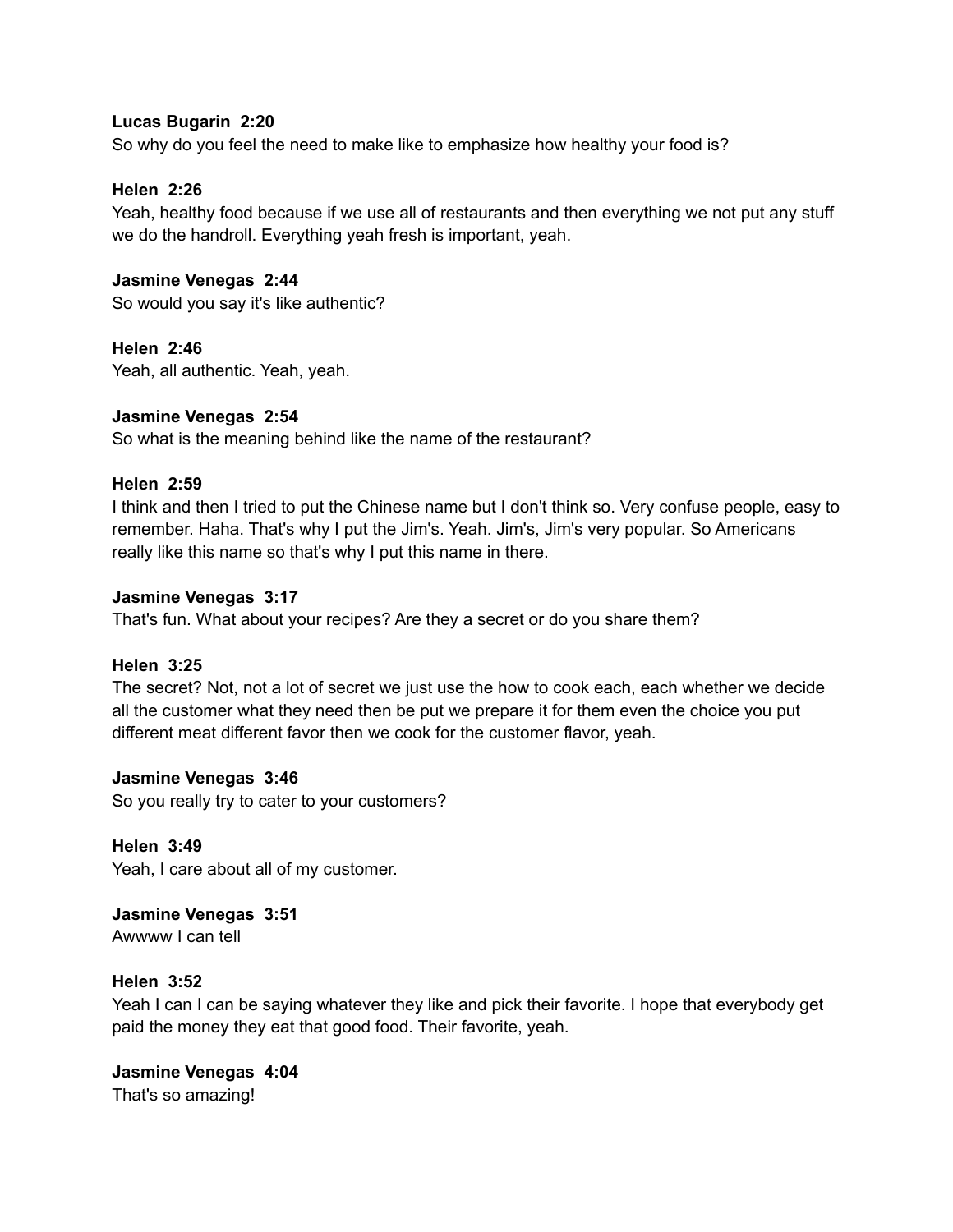**Lucas Bugarin  2:20**
So why do you feel the need to make like to emphasize how healthy your food is?

**Helen  2:26**
Yeah, healthy food because if we use all of restaurants and then everything we not put any stuff we do the handroll. Everything yeah fresh is important, yeah.

**Jasmine Venegas  2:44**
So would you say it's like authentic?

**Helen  2:46**
Yeah, all authentic. Yeah, yeah.

**Jasmine Venegas  2:54**
So what is the meaning behind like the name of the restaurant?

**Helen  2:59**
I think and then I tried to put the Chinese name but I don't think so. Very confuse people, easy to remember. Haha. That's why I put the Jim's. Yeah. Jim's, Jim's very popular. So Americans really like this name so that's why I put this name in there.

**Jasmine Venegas  3:17**
That's fun. What about your recipes? Are they a secret or do you share them?

**Helen  3:25**
The secret? Not, not a lot of secret we just use the how to cook each, each whether we decide all the customer what they need then be put we prepare it for them even the choice you put different meat different favor then we cook for the customer flavor, yeah.

**Jasmine Venegas  3:46**
So you really try to cater to your customers?

**Helen  3:49**
Yeah, I care about all of my customer.

**Jasmine Venegas  3:51**
Awwww I can tell

**Helen  3:52**
Yeah I can I can be saying whatever they like and pick their favorite. I hope that everybody get paid the money they eat that good food. Their favorite, yeah.

**Jasmine Venegas  4:04**
That's so amazing!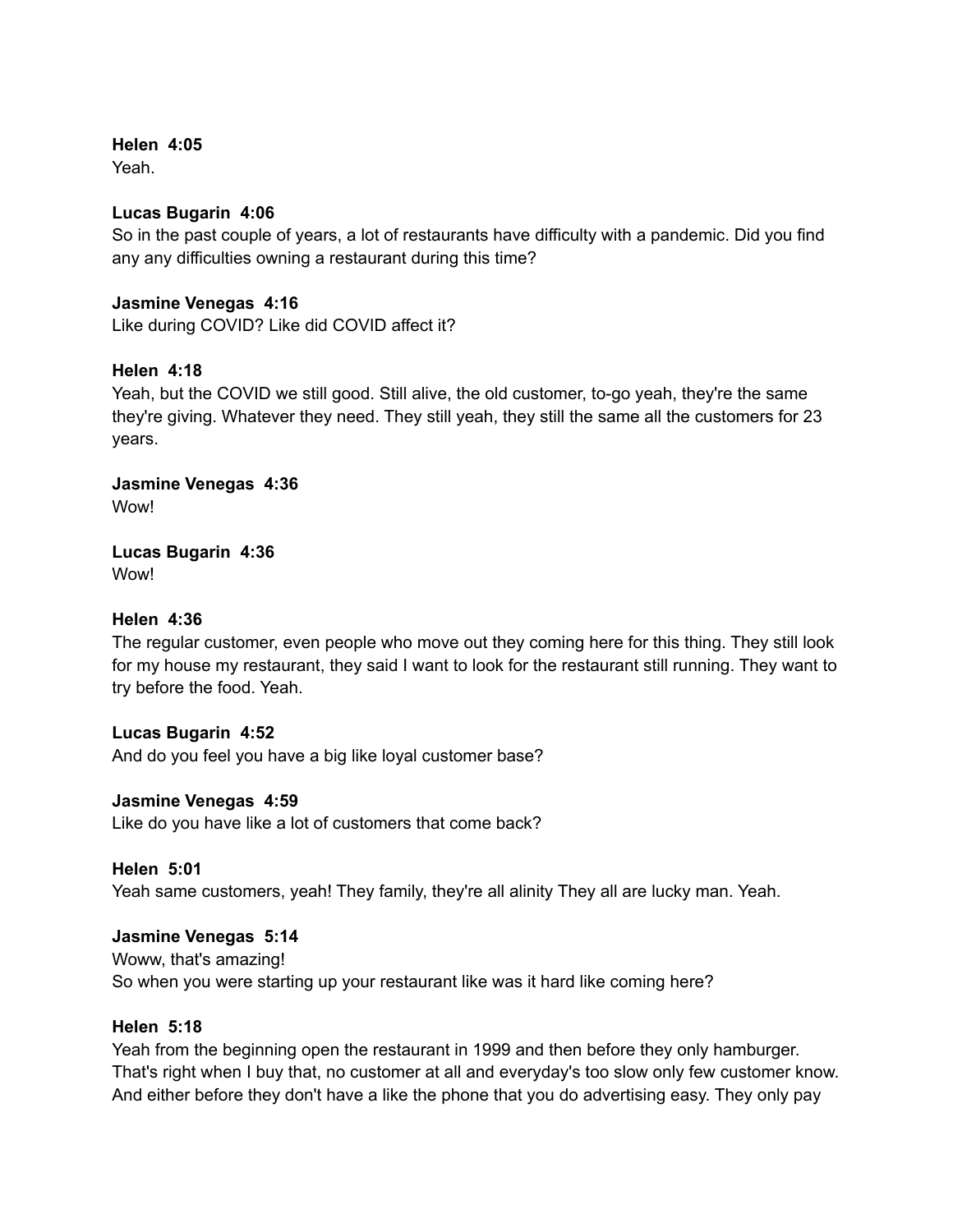**Helen  4:05**
Yeah.

**Lucas Bugarin  4:06**
So in the past couple of years, a lot of restaurants have difficulty with a pandemic. Did you find any any difficulties owning a restaurant during this time?

**Jasmine Venegas  4:16**
Like during COVID? Like did COVID affect it?

**Helen  4:18**
Yeah, but the COVID we still good. Still alive, the old customer, to-go yeah, they're the same they're giving. Whatever they need. They still yeah, they still the same all the customers for 23 years.

**Jasmine Venegas  4:36**
Wow!

**Lucas Bugarin  4:36**
Wow!

**Helen  4:36**
The regular customer, even people who move out they coming here for this thing. They still look for my house my restaurant, they said I want to look for the restaurant still running. They want to try before the food. Yeah.

**Lucas Bugarin  4:52**
And do you feel you have a big like loyal customer base?

**Jasmine Venegas  4:59**
Like do you have like a lot of customers that come back?

**Helen  5:01**
Yeah same customers, yeah! They family, they're all alinity They all are lucky man. Yeah.

**Jasmine Venegas  5:14**
Woww, that's amazing!
So when you were starting up your restaurant like was it hard like coming here?

**Helen  5:18**
Yeah from the beginning open the restaurant in 1999 and then before they only hamburger. That's right when I buy that, no customer at all and everyday's too slow only few customer know. And either before they don't have a like the phone that you do advertising easy. They only pay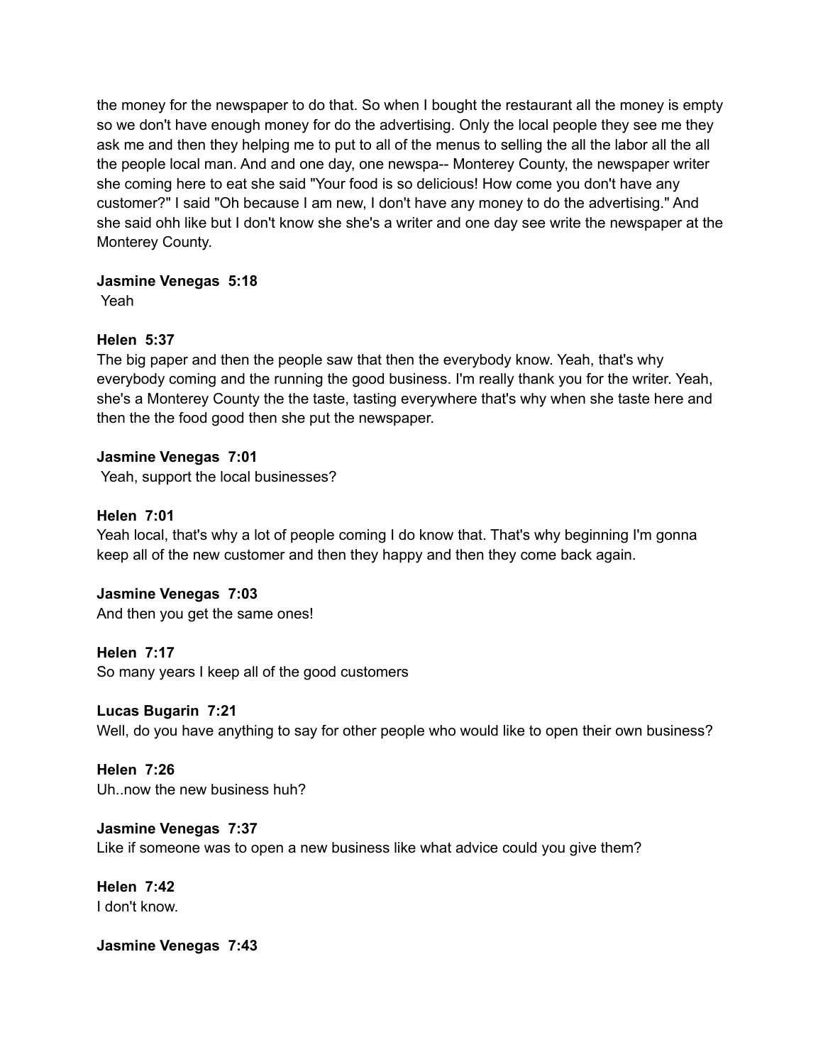the money for the newspaper to do that. So when I bought the restaurant all the money is empty so we don't have enough money for do the advertising. Only the local people they see me they ask me and then they helping me to put to all of the menus to selling the all the labor all the all the people local man. And and one day, one newspa-- Monterey County, the newspaper writer she coming here to eat she said "Your food is so delicious! How come you don't have any customer?" I said "Oh because I am new, I don't have any money to do the advertising." And she said ohh like but I don't know she she's a writer and one day see write the newspaper at the Monterey County.

**Jasmine Venegas 5:18**
Yeah

**Helen 5:37**
The big paper and then the people saw that then the everybody know. Yeah, that's why everybody coming and the running the good business. I'm really thank you for the writer. Yeah, she's a Monterey County the the taste, tasting everywhere that's why when she taste here and then the the food good then she put the newspaper.

**Jasmine Venegas 7:01**
Yeah, support the local businesses?

**Helen 7:01**
Yeah local, that's why a lot of people coming I do know that. That's why beginning I'm gonna keep all of the new customer and then they happy and then they come back again.

**Jasmine Venegas 7:03**
And then you get the same ones!

**Helen 7:17**
So many years I keep all of the good customers

**Lucas Bugarin 7:21**
Well, do you have anything to say for other people who would like to open their own business?

**Helen 7:26**
Uh..now the new business huh?

**Jasmine Venegas 7:37**
Like if someone was to open a new business like what advice could you give them?

**Helen 7:42**
I don't know.

**Jasmine Venegas 7:43**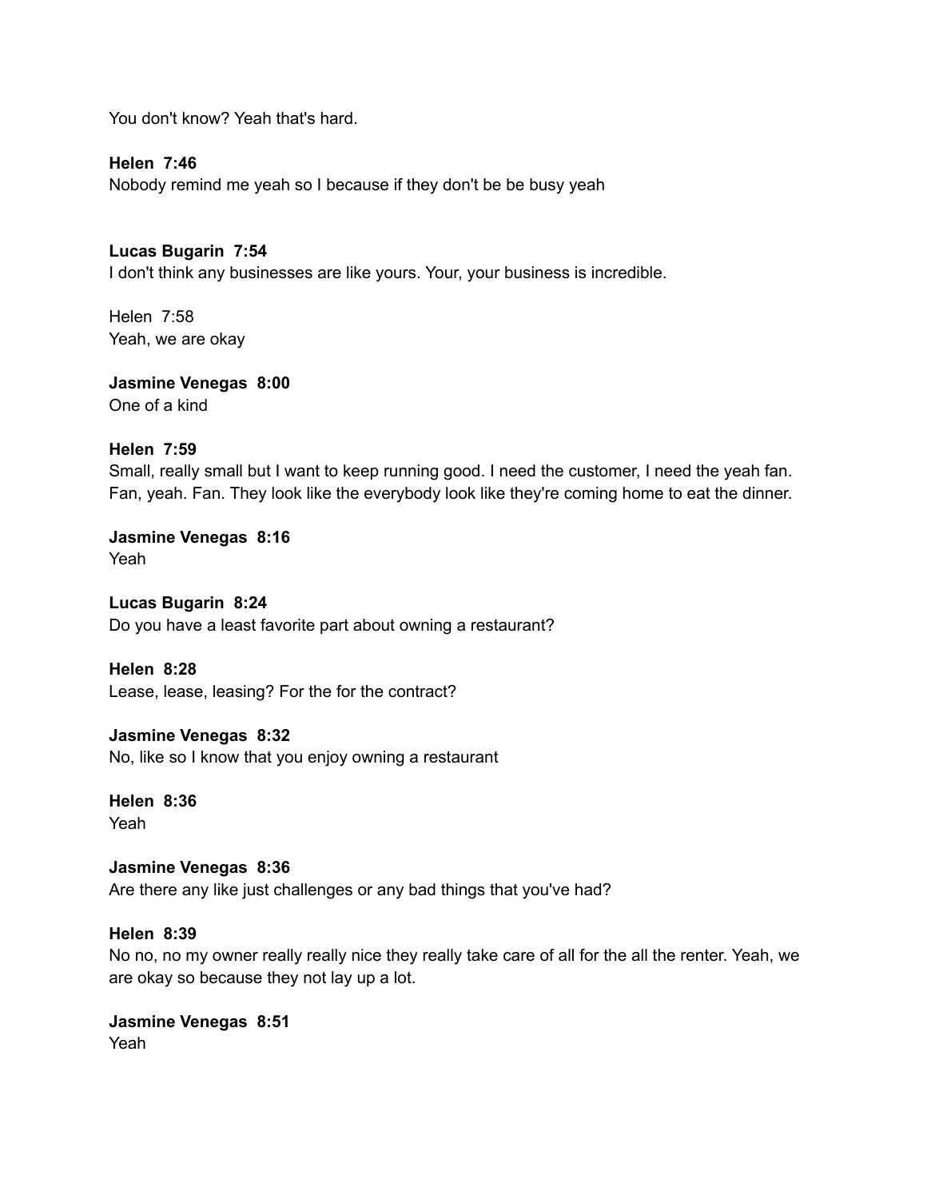You don't know? Yeah that's hard.

**Helen 7:46**
Nobody remind me yeah so I because if they don't be be busy yeah

**Lucas Bugarin 7:54**
I don't think any businesses are like yours. Your, your business is incredible.

Helen 7:58
Yeah, we are okay

**Jasmine Venegas 8:00**
One of a kind

**Helen 7:59**
Small, really small but I want to keep running good. I need the customer, I need the yeah fan. Fan, yeah. Fan. They look like the everybody look like they're coming home to eat the dinner.

**Jasmine Venegas 8:16**
Yeah

**Lucas Bugarin 8:24**
Do you have a least favorite part about owning a restaurant?

**Helen 8:28**
Lease, lease, leasing? For the for the contract?

**Jasmine Venegas 8:32**
No, like so I know that you enjoy owning a restaurant

**Helen 8:36**
Yeah

**Jasmine Venegas 8:36**
Are there any like just challenges or any bad things that you've had?

**Helen 8:39**
No no, no my owner really really nice they really take care of all for the all the renter. Yeah, we are okay so because they not lay up a lot.

**Jasmine Venegas 8:51**
Yeah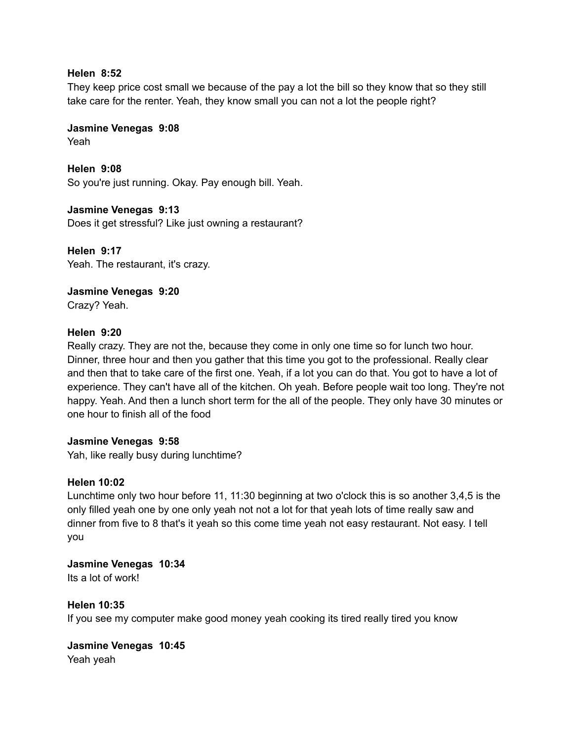**Helen 8:52**
They keep price cost small we because of the pay a lot the bill so they know that so they still take care for the renter. Yeah, they know small you can not a lot the people right?

**Jasmine Venegas 9:08**
Yeah

**Helen 9:08**
So you're just running. Okay. Pay enough bill. Yeah.

**Jasmine Venegas 9:13**
Does it get stressful? Like just owning a restaurant?

**Helen 9:17**
Yeah. The restaurant, it's crazy.

**Jasmine Venegas 9:20**
Crazy? Yeah.

**Helen 9:20**
Really crazy. They are not the, because they come in only one time so for lunch two hour. Dinner, three hour and then you gather that this time you got to the professional. Really clear and then that to take care of the first one. Yeah, if a lot you can do that. You got to have a lot of experience. They can't have all of the kitchen. Oh yeah. Before people wait too long. They're not happy. Yeah. And then a lunch short term for the all of the people. They only have 30 minutes or one hour to finish all of the food

**Jasmine Venegas 9:58**
Yah, like really busy during lunchtime?

**Helen 10:02**
Lunchtime only two hour before 11, 11:30 beginning at two o'clock this is so another 3,4,5 is the only filled yeah one by one only yeah not not a lot for that yeah lots of time really saw and dinner from five to 8 that's it yeah so this come time yeah not easy restaurant. Not easy. I tell you

**Jasmine Venegas 10:34**
Its a lot of work!

**Helen 10:35**
If you see my computer make good money yeah cooking its tired really tired you know

**Jasmine Venegas 10:45**
Yeah yeah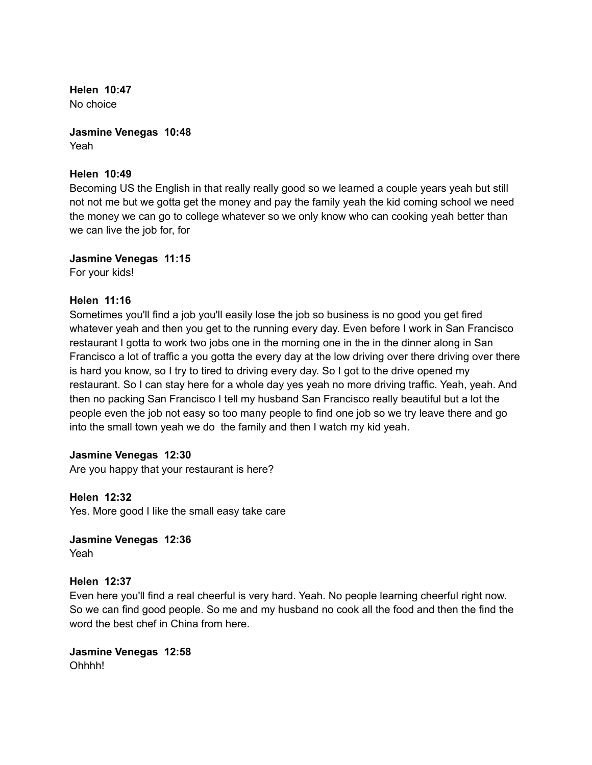**Helen  10:47**
No choice

**Jasmine Venegas  10:48**
Yeah

**Helen  10:49**
Becoming US the English in that really really good so we learned a couple years yeah but still not not me but we gotta get the money and pay the family yeah the kid coming school we need the money we can go to college whatever so we only know who can cooking yeah better than we can live the job for, for

**Jasmine Venegas  11:15**
For your kids!

**Helen  11:16**
Sometimes you'll find a job you'll easily lose the job so business is no good you get fired whatever yeah and then you get to the running every day. Even before I work in San Francisco restaurant I gotta to work two jobs one in the morning one in the in the dinner along in San Francisco a lot of traffic a you gotta the every day at the low driving over there driving over there is hard you know, so I try to tired to driving every day. So I got to the drive opened my restaurant. So I can stay here for a whole day yes yeah no more driving traffic. Yeah, yeah. And then no packing San Francisco I tell my husband San Francisco really beautiful but a lot the people even the job not easy so too many people to find one job so we try leave there and go into the small town yeah we do  the family and then I watch my kid yeah.

**Jasmine Venegas  12:30**
Are you happy that your restaurant is here?

**Helen  12:32**
Yes. More good I like the small easy take care

**Jasmine Venegas  12:36**
Yeah

**Helen  12:37**
Even here you'll find a real cheerful is very hard. Yeah. No people learning cheerful right now. So we can find good people. So me and my husband no cook all the food and then the find the word the best chef in China from here.

**Jasmine Venegas  12:58**
Ohhhh!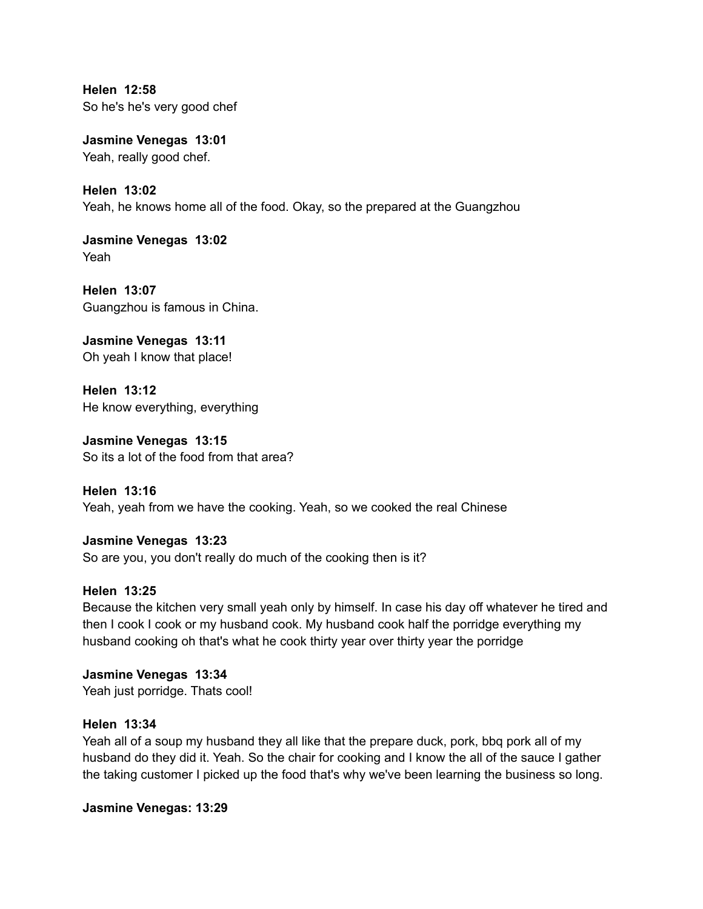**Helen 12:58**
So he's he's very good chef

**Jasmine Venegas 13:01**
Yeah, really good chef.

**Helen 13:02**
Yeah, he knows home all of the food. Okay, so the prepared at the Guangzhou

**Jasmine Venegas 13:02**
Yeah

**Helen 13:07**
Guangzhou is famous in China.

**Jasmine Venegas 13:11**
Oh yeah I know that place!

**Helen 13:12**
He know everything, everything

**Jasmine Venegas 13:15**
So its a lot of the food from that area?

**Helen 13:16**
Yeah, yeah from we have the cooking. Yeah, so we cooked the real Chinese

**Jasmine Venegas 13:23**
So are you, you don't really do much of the cooking then is it?

**Helen 13:25**
Because the kitchen very small yeah only by himself. In case his day off whatever he tired and then I cook I cook or my husband cook. My husband cook half the porridge everything my husband cooking oh that's what he cook thirty year over thirty year the porridge

**Jasmine Venegas 13:34**
Yeah just porridge. Thats cool!

**Helen 13:34**
Yeah all of a soup my husband they all like that the prepare duck, pork, bbq pork all of my husband do they did it. Yeah. So the chair for cooking and I know the all of the sauce I gather the taking customer I picked up the food that's why we've been learning the business so long.

**Jasmine Venegas: 13:29**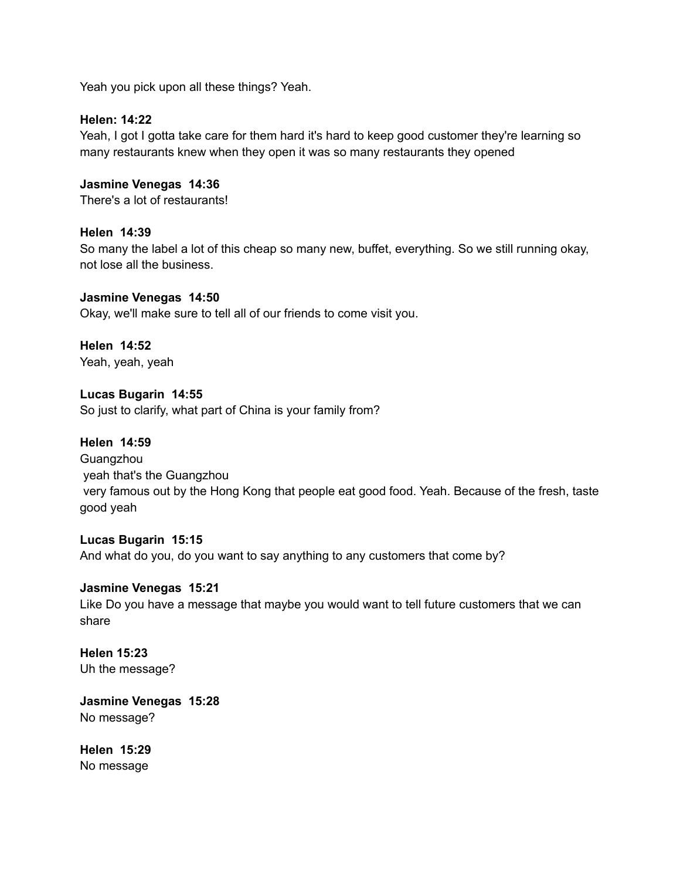Yeah you pick upon all these things? Yeah.

**Helen: 14:22**
Yeah, I got I gotta take care for them hard it's hard to keep good customer they're learning so many restaurants knew when they open it was so many restaurants they opened

**Jasmine Venegas 14:36**
There's a lot of restaurants!

**Helen 14:39**
So many the label a lot of this cheap so many new, buffet, everything. So we still running okay, not lose all the business.

**Jasmine Venegas 14:50**
Okay, we'll make sure to tell all of our friends to come visit you.

**Helen 14:52**
Yeah, yeah, yeah

**Lucas Bugarin 14:55**
So just to clarify, what part of China is your family from?

**Helen 14:59**
Guangzhou
yeah that's the Guangzhou
very famous out by the Hong Kong that people eat good food. Yeah. Because of the fresh, taste good yeah

**Lucas Bugarin 15:15**
And what do you, do you want to say anything to any customers that come by?

**Jasmine Venegas 15:21**
Like Do you have a message that maybe you would want to tell future customers that we can share

**Helen 15:23**
Uh the message?

**Jasmine Venegas 15:28**
No message?

**Helen 15:29**
No message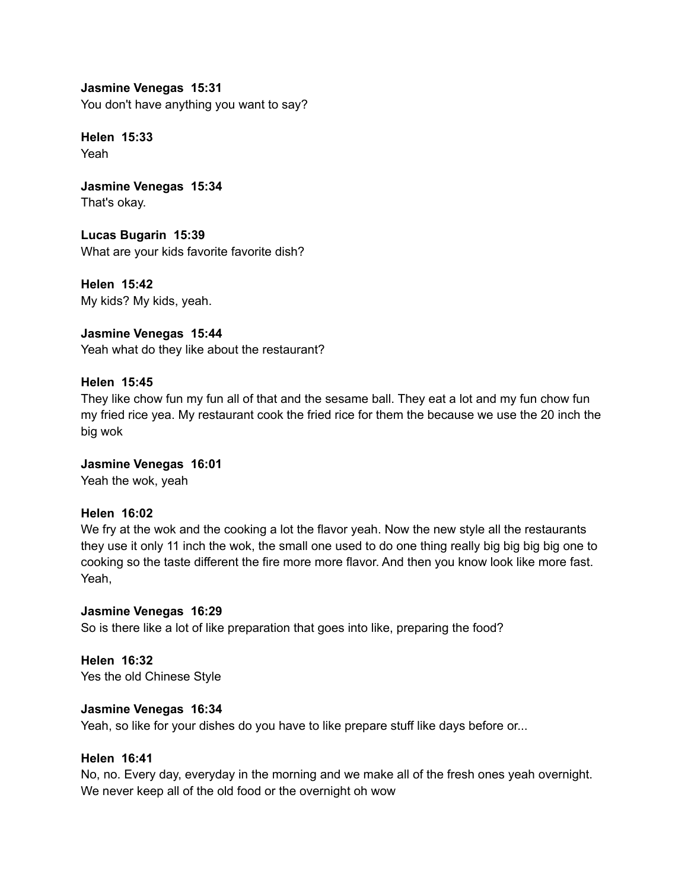**Jasmine Venegas  15:31**
You don't have anything you want to say?

**Helen  15:33**
Yeah

**Jasmine Venegas  15:34**
That's okay.

**Lucas Bugarin  15:39**
What are your kids favorite favorite dish?

**Helen  15:42**
My kids? My kids, yeah.

**Jasmine Venegas  15:44**
Yeah what do they like about the restaurant?

**Helen  15:45**
They like chow fun my fun all of that and the sesame ball. They eat a lot and my fun chow fun my fried rice yea. My restaurant cook the fried rice for them the because we use the 20 inch the big wok

**Jasmine Venegas  16:01**
Yeah the wok, yeah

**Helen  16:02**
We fry at the wok and the cooking a lot the flavor yeah. Now the new style all the restaurants they use it only 11 inch the wok, the small one used to do one thing really big big big big one to cooking so the taste different the fire more more flavor. And then you know look like more fast. Yeah,

**Jasmine Venegas  16:29**
So is there like a lot of like preparation that goes into like, preparing the food?

**Helen  16:32**
Yes the old Chinese Style

**Jasmine Venegas  16:34**
Yeah, so like for your dishes do you have to like prepare stuff like days before or...

**Helen  16:41**
No, no. Every day, everyday in the morning and we make all of the fresh ones yeah overnight. We never keep all of the old food or the overnight oh wow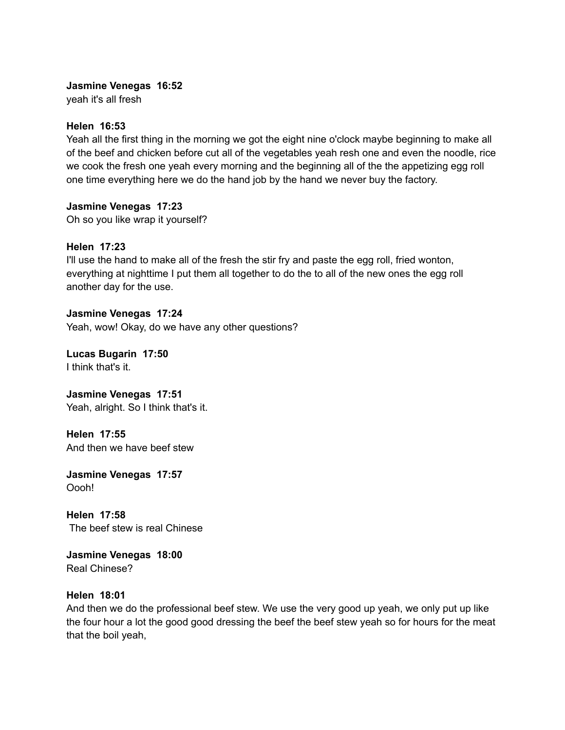**Jasmine Venegas 16:52**
yeah it's all fresh

**Helen 16:53**
Yeah all the first thing in the morning we got the eight nine o'clock maybe beginning to make all of the beef and chicken before cut all of the vegetables yeah resh one and even the noodle, rice we cook the fresh one yeah every morning and the beginning all of the the appetizing egg roll one time everything here we do the hand job by the hand we never buy the factory.

**Jasmine Venegas 17:23**
Oh so you like wrap it yourself?

**Helen 17:23**
I'll use the hand to make all of the fresh the stir fry and paste the egg roll, fried wonton, everything at nighttime I put them all together to do the to all of the new ones the egg roll another day for the use.

**Jasmine Venegas 17:24**
Yeah, wow! Okay, do we have any other questions?

**Lucas Bugarin 17:50**
I think that's it.

**Jasmine Venegas 17:51**
Yeah, alright. So I think that's it.

**Helen 17:55**
And then we have beef stew

**Jasmine Venegas 17:57**
Oooh!

**Helen 17:58**
The beef stew is real Chinese

**Jasmine Venegas 18:00**
Real Chinese?

**Helen 18:01**
And then we do the professional beef stew. We use the very good up yeah, we only put up like the four hour a lot the good good dressing the beef the beef stew yeah so for hours for the meat that the boil yeah,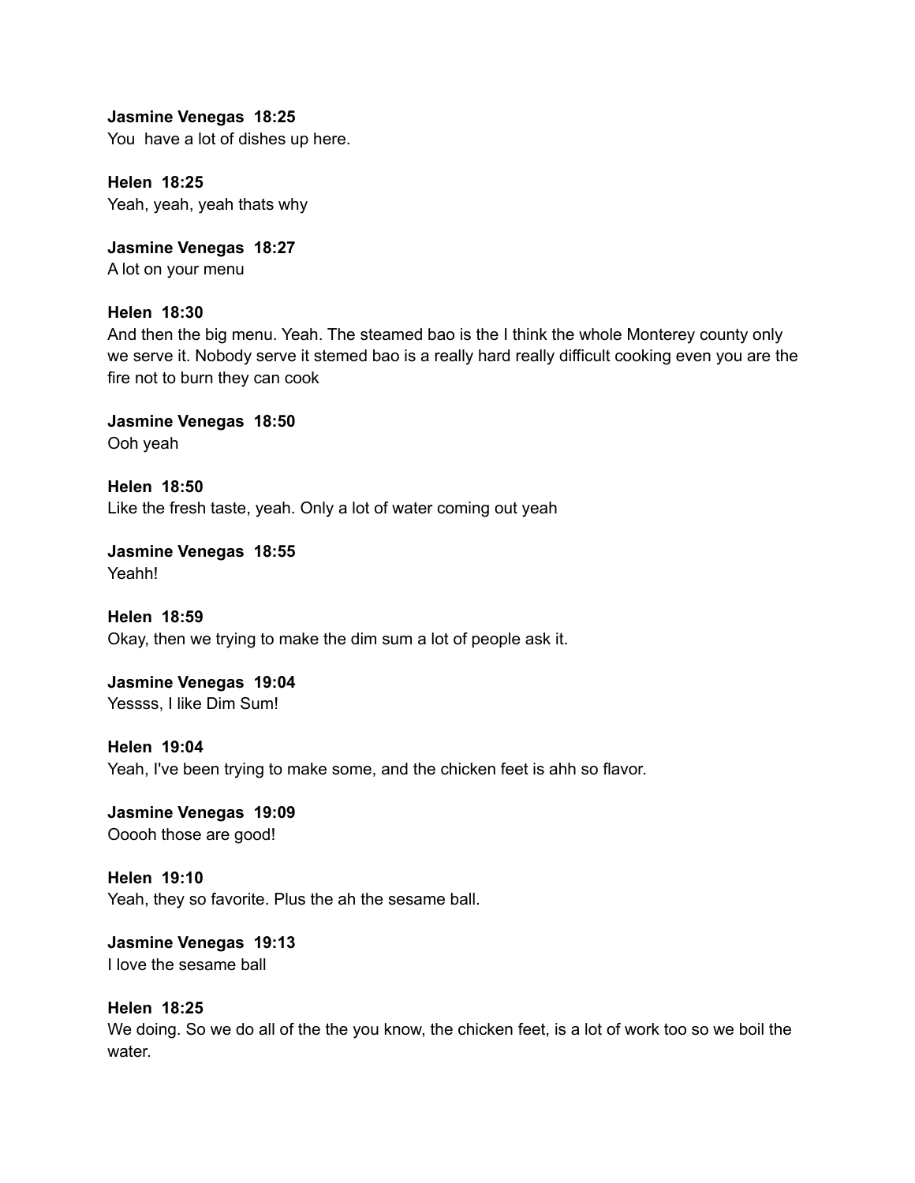**Jasmine Venegas 18:25**
You  have a lot of dishes up here.

**Helen 18:25**
Yeah, yeah, yeah thats why

**Jasmine Venegas 18:27**
A lot on your menu

**Helen 18:30**
And then the big menu. Yeah. The steamed bao is the I think the whole Monterey county only we serve it. Nobody serve it stemed bao is a really hard really difficult cooking even you are the fire not to burn they can cook

**Jasmine Venegas 18:50**
Ooh yeah

**Helen 18:50**
Like the fresh taste, yeah. Only a lot of water coming out yeah

**Jasmine Venegas 18:55**
Yeahh!

**Helen 18:59**
Okay, then we trying to make the dim sum a lot of people ask it.

**Jasmine Venegas 19:04**
Yessss, I like Dim Sum!

**Helen 19:04**
Yeah, I've been trying to make some, and the chicken feet is ahh so flavor.

**Jasmine Venegas 19:09**
Ooooh those are good!

**Helen 19:10**
Yeah, they so favorite. Plus the ah the sesame ball.

**Jasmine Venegas 19:13**
I love the sesame ball

**Helen 18:25**
We doing. So we do all of the the you know, the chicken feet, is a lot of work too so we boil the water.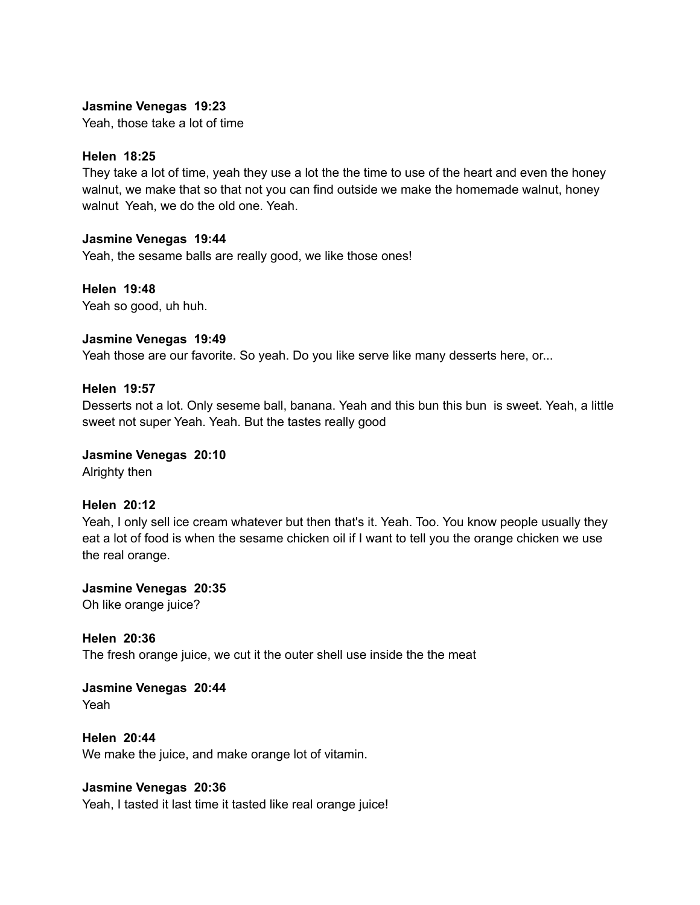**Jasmine Venegas  19:23**
Yeah, those take a lot of time

**Helen  18:25**
They take a lot of time, yeah they use a lot the the time to use of the heart and even the honey walnut, we make that so that not you can find outside we make the homemade walnut, honey walnut  Yeah, we do the old one. Yeah.

**Jasmine Venegas  19:44**
Yeah, the sesame balls are really good, we like those ones!

**Helen  19:48**
Yeah so good, uh huh.

**Jasmine Venegas  19:49**
Yeah those are our favorite. So yeah. Do you like serve like many desserts here, or...

**Helen  19:57**
Desserts not a lot. Only seseme ball, banana. Yeah and this bun this bun  is sweet. Yeah, a little sweet not super Yeah. Yeah. But the tastes really good

**Jasmine Venegas  20:10**
Alrighty then

**Helen  20:12**
Yeah, I only sell ice cream whatever but then that's it. Yeah. Too. You know people usually they eat a lot of food is when the sesame chicken oil if I want to tell you the orange chicken we use the real orange.

**Jasmine Venegas  20:35**
Oh like orange juice?

**Helen  20:36**
The fresh orange juice, we cut it the outer shell use inside the the meat

**Jasmine Venegas  20:44**
Yeah

**Helen  20:44**
We make the juice, and make orange lot of vitamin.

**Jasmine Venegas  20:36**
Yeah, I tasted it last time it tasted like real orange juice!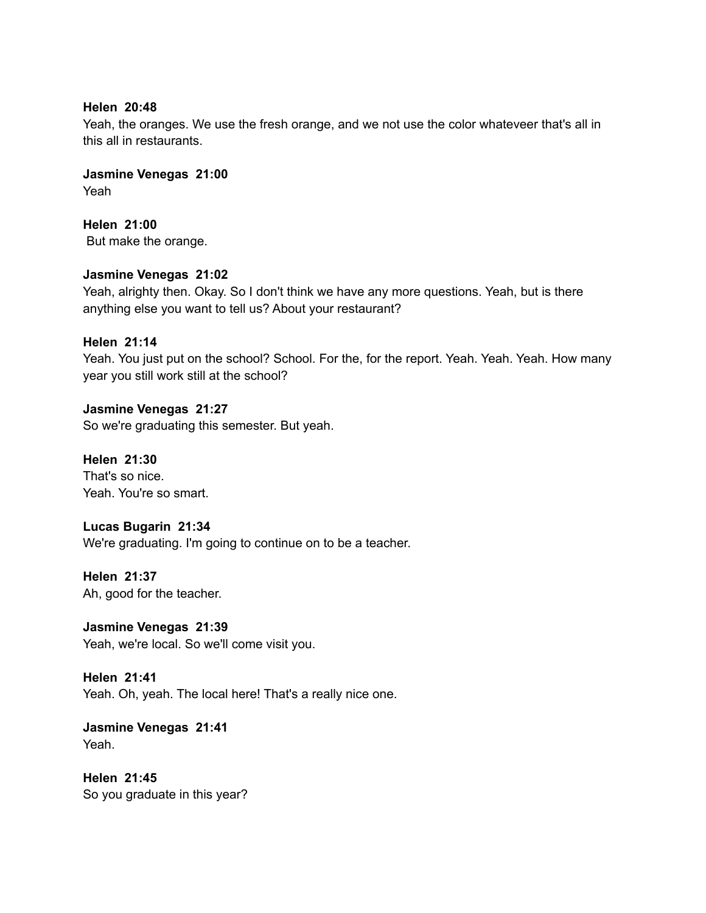**Helen  20:48**
Yeah, the oranges. We use the fresh orange, and we not use the color whateveer that's all in this all in restaurants.

**Jasmine Venegas  21:00**
Yeah

**Helen  21:00**
But make the orange.

**Jasmine Venegas  21:02**
Yeah, alrighty then. Okay. So I don't think we have any more questions. Yeah, but is there anything else you want to tell us? About your restaurant?

**Helen  21:14**
Yeah. You just put on the school? School. For the, for the report. Yeah. Yeah. Yeah. How many year you still work still at the school?

**Jasmine Venegas  21:27**
So we're graduating this semester. But yeah.

**Helen  21:30**
That's so nice.
Yeah. You're so smart.

**Lucas Bugarin  21:34**
We're graduating. I'm going to continue on to be a teacher.

**Helen  21:37**
Ah, good for the teacher.

**Jasmine Venegas  21:39**
Yeah, we're local. So we'll come visit you.

**Helen  21:41**
Yeah. Oh, yeah. The local here! That's a really nice one.

**Jasmine Venegas  21:41**
Yeah.

**Helen  21:45**
So you graduate in this year?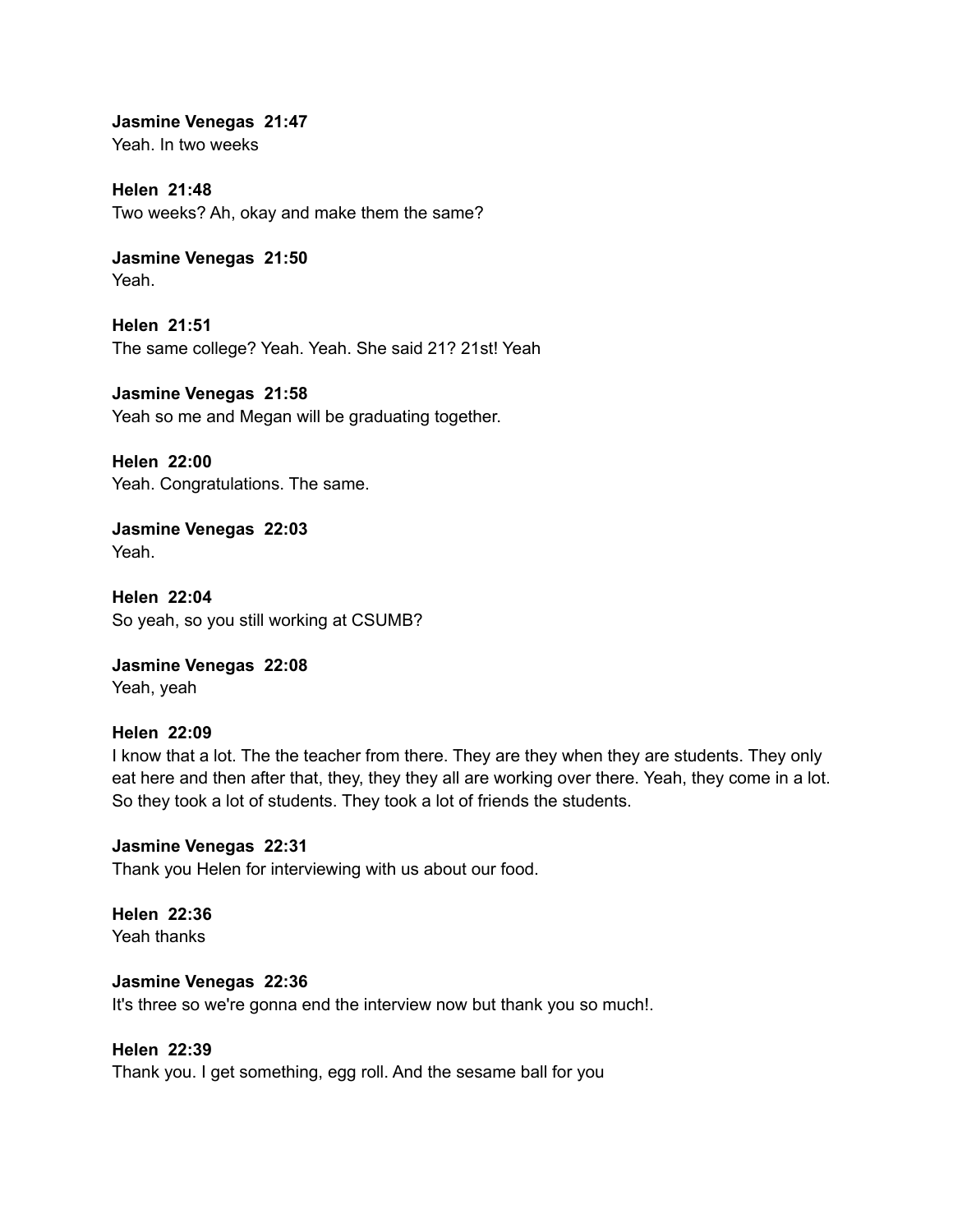**Jasmine Venegas  21:47**
Yeah. In two weeks

**Helen  21:48**
Two weeks? Ah, okay and make them the same?

**Jasmine Venegas  21:50**
Yeah.

**Helen  21:51**
The same college? Yeah. Yeah. She said 21? 21st! Yeah

**Jasmine Venegas  21:58**
Yeah so me and Megan will be graduating together.

**Helen  22:00**
Yeah. Congratulations. The same.

**Jasmine Venegas  22:03**
Yeah.

**Helen  22:04**
So yeah, so you still working at CSUMB?

**Jasmine Venegas  22:08**
Yeah, yeah

**Helen  22:09**
I know that a lot. The the teacher from there. They are they when they are students. They only eat here and then after that, they, they they all are working over there. Yeah, they come in a lot. So they took a lot of students. They took a lot of friends the students.

**Jasmine Venegas  22:31**
Thank you Helen for interviewing with us about our food.

**Helen  22:36**
Yeah thanks

**Jasmine Venegas  22:36**
It's three so we're gonna end the interview now but thank you so much!.

**Helen  22:39**
Thank you. I get something, egg roll. And the sesame ball for you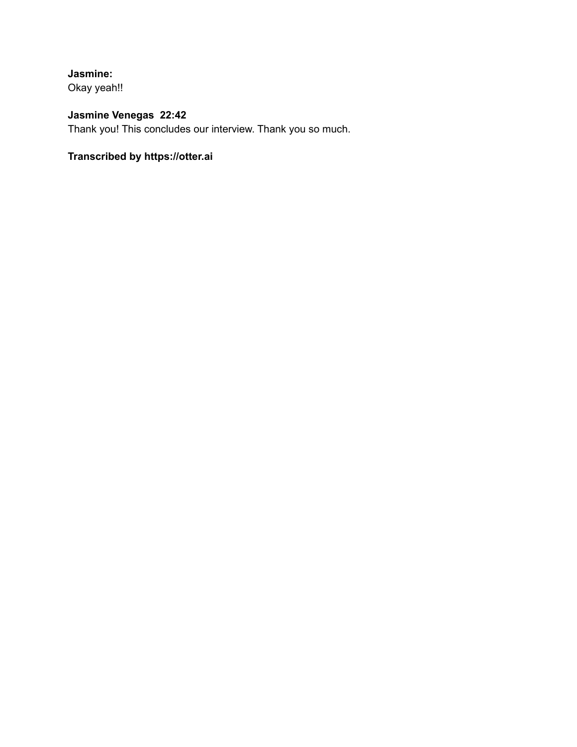**Jasmine:**
Okay yeah!!

**Jasmine Venegas 22:42**
Thank you! This concludes our interview. Thank you so much.

**Transcribed by https://otter.ai**